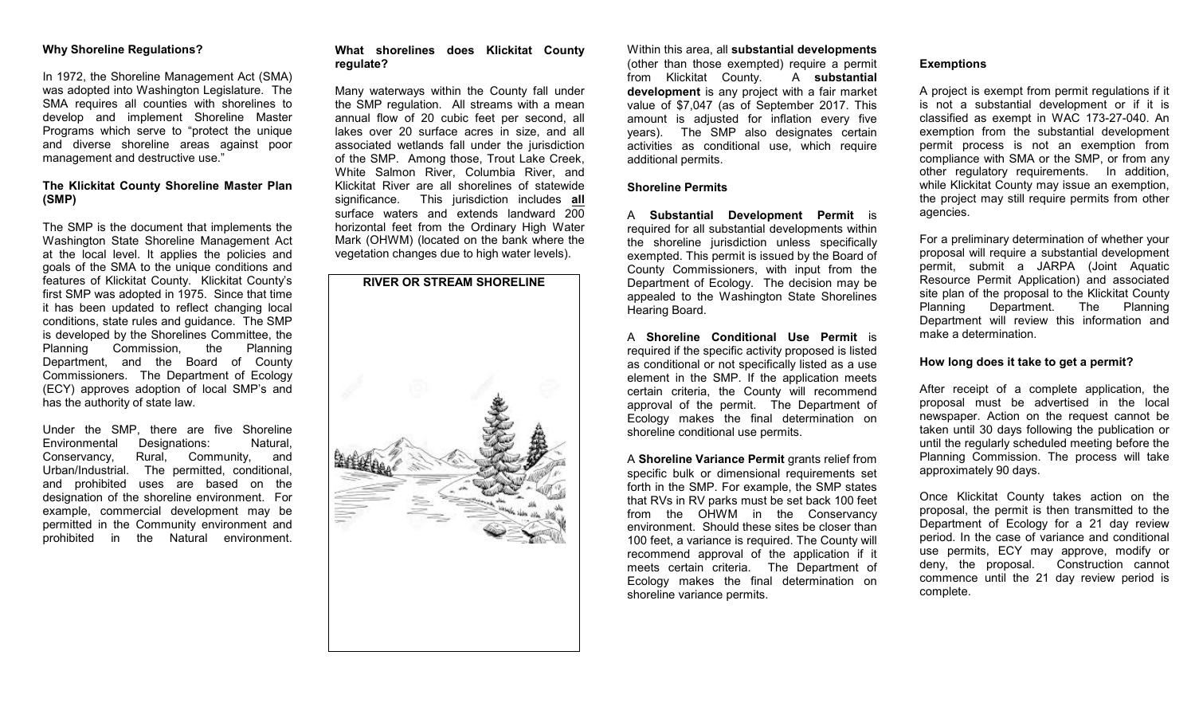**Why Shoreline Regulations?**

In 1972, the Shoreline Management Act (SMA) was adopted into Washington Legislature. The SMA requires all counties with shorelines to develop and implement Shoreline Master Programs which serve to "protect the unique and diverse shoreline areas against poor management and destructive use."

**The Klickitat County Shoreline Master Plan (SMP)**

The SMP is the document that implements the Washington State Shoreline Management Act at the local level. It applies the policies and goals of the SMA to the unique conditions and features of Klickitat County. Klickitat County's first SMP was adopted in 1975. Since that time it has been updated to reflect changing local conditions, state rules and guidance. The SMP is developed by the Shorelines Committee, the Planning Commission, the Planning Department, and the Board of County Commissioners. The Department of Ecology (ECY) approves adoption of local SMP's and has the authority of state law.

Under the SMP, there are five Shoreline Environmental Designations: Natural, Conservancy, Rural, Community, and Urban/Industrial. The permitted, conditional, and prohibited uses are based on the designation of the shoreline environment. For example, commercial development may be permitted in the Community environment and prohibited in the Natural environment.

**What shorelines does Klickitat County regulate?**

Many waterways within the County fall under the SMP regulation. All streams with a mean annual flow of 20 cubic feet per second, all lakes over 20 surface acres in size, and all associated wetlands fall under the jurisdiction of the SMP. Among those, Trout Lake Creek, White Salmon River, Columbia River, and Klickitat River are all shorelines of statewide significance. This jurisdiction includes **all** surface waters and extends landward 200 horizontal feet from the Ordinary High Water Mark (OHWM) (located on the bank where the vegetation changes due to high water levels).

**RIVER OR STREAM SHORELINE**

Within this area, all **substantial developments** (other than those exempted) require a permit from Klickitat County. A **substantial development** is any project with a fair market value of $7,047 (as of September 2017. This amount is adjusted for inflation every five years). The SMP also designates certain activities as conditional use, which require additional permits.

**Shoreline Permits**

A **Substantial Development Permit** is required for all substantial developments within the shoreline jurisdiction unless specifically exempted. This permit is issued by the Board of County Commissioners, with input from the Department of Ecology. The decision may be appealed to the Washington State Shorelines Hearing Board.

A **Shoreline Conditional Use Permit** is required if the specific activity proposed is listed as conditional or not specifically listed as a use element in the SMP. If the application meets certain criteria, the County will recommend approval of the permit. The Department of Ecology makes the final determination on shoreline conditional use permits.

A **Shoreline Variance Permit** grants relief from specific bulk or dimensional requirements set forth in the SMP. For example, the SMP states that RVs in RV parks must be set back 100 feet from the OHWM in the Conservancy environment. Should these sites be closer than 100 feet, a variance is required. The County will recommend approval of the application if it meets certain criteria. The Department of Ecology makes the final determination on shoreline variance permits.

**Exemptions**

A project is exempt from permit regulations if it is not a substantial development or if it is classified as exempt in WAC 173-27-040. An exemption from the substantial development permit process is not an exemption from compliance with SMA or the SMP, or from any other regulatory requirements. In addition, while Klickitat County may issue an exemption, the project may still require permits from other agencies.

For a preliminary determination of whether your proposal will require a substantial development permit, submit a JARPA (Joint Aquatic Resource Permit Application) and associated site plan of the proposal to the Klickitat County Planning Department. The Planning Department will review this information and make a determination.

**How long does it take to get a permit?**

After receipt of a complete application, the proposal must be advertised in the local newspaper. Action on the request cannot be taken until 30 days following the publication or until the regularly scheduled meeting before the Planning Commission. The process will take approximately 90 days.

Once Klickitat County takes action on the proposal, the permit is then transmitted to the Department of Ecology for a 21 day review period. In the case of variance and conditional use permits, ECY may approve, modify or deny, the proposal. Construction cannot commence until the 21 day review period is complete.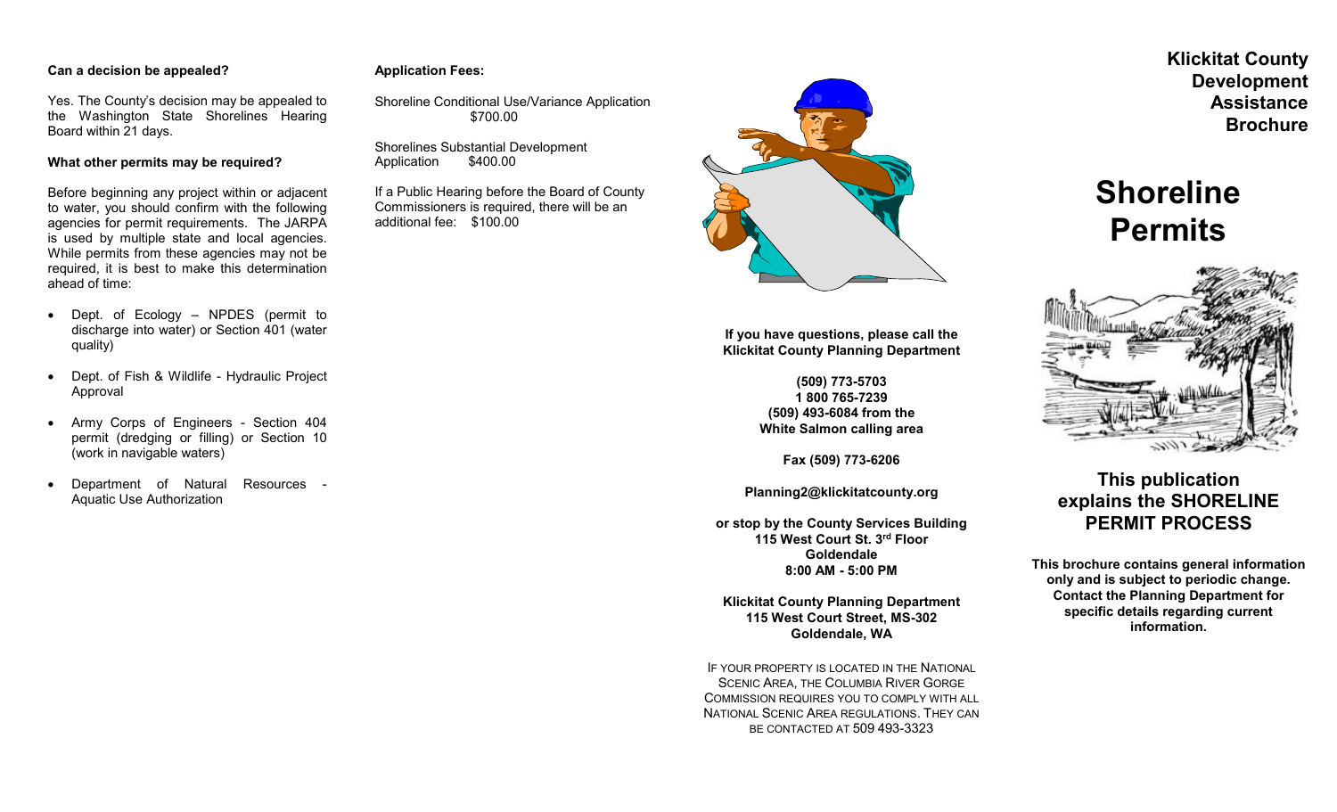**Can a decision be appealed?**

Yes. The County's decision may be appealed to the Washington State Shorelines Hearing Board within 21 days.

**What other permits may be required?**

Before beginning any project within or adjacent to water, you should confirm with the following agencies for permit requirements. The JARPA is used by multiple state and local agencies. While permits from these agencies may not be required, it is best to make this determination ahead of time:

- Dept. of Ecology – NPDES (permit to discharge into water) or Section 401 (water quality)
- Dept. of Fish & Wildlife - Hydraulic Project Approval
- Army Corps of Engineers - Section 404 permit (dredging or filling) or Section 10 (work in navigable waters)
- Department of Natural Resources - Aquatic Use Authorization

**Application Fees:**

Shoreline Conditional Use/Variance Application $700.00

Shorelines Substantial Development Application $400.00

If a Public Hearing before the Board of County Commissioners is required, there will be an additional fee: $100.00

**If you have questions, please call the Klickitat County Planning Department**

**(509) 773-5703**
**1 800 765-7239**
**(509) 493-6084 from the White Salmon calling area**

**Fax (509) 773-6206**

**Planning2@klickitatcounty.org**

**or stop by the County Services Building**
**115 West Court St. 3rd Floor**
**Goldendale**
**8:00 AM - 5:00 PM**

**Klickitat County Planning Department**
**115 West Court Street, MS-302**
**Goldendale, WA**

IF YOUR PROPERTY IS LOCATED IN THE NATIONAL SCENIC AREA, THE COLUMBIA RIVER GORGE COMMISSION REQUIRES YOU TO COMPLY WITH ALL NATIONAL SCENIC AREA REGULATIONS. THEY CAN BE CONTACTED AT 509 493-3323

**Klickitat County Development Assistance Brochure**

# Shoreline Permits

## This publication explains the SHORELINE PERMIT PROCESS

**This brochure contains general information only and is subject to periodic change. Contact the Planning Department for specific details regarding current information.**